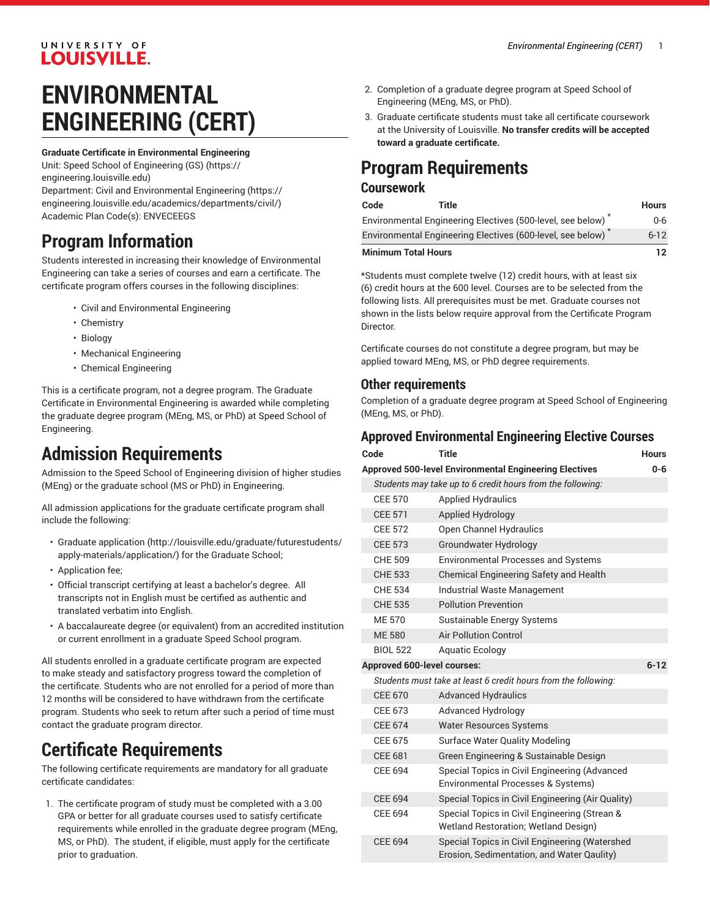# ENVIRONMENTAL ENGINEERING (CERT)

**Graduate Certificate in Environmental Engineering**
Unit: Speed School of Engineering (GS) (https://engineering.louisville.edu)
Department: Civil and Environmental Engineering (https://engineering.louisville.edu/academics/departments/civil/)
Academic Plan Code(s): ENVECEEGS

## Program Information

Students interested in increasing their knowledge of Environmental Engineering can take a series of courses and earn a certificate. The certificate program offers courses in the following disciplines:

- Civil and Environmental Engineering
- Chemistry
- Biology
- Mechanical Engineering
- Chemical Engineering

This is a certificate program, not a degree program. The Graduate Certificate in Environmental Engineering is awarded while completing the graduate degree program (MEng, MS, or PhD) at Speed School of Engineering.

## Admission Requirements

Admission to the Speed School of Engineering division of higher studies (MEng) or the graduate school (MS or PhD) in Engineering.

All admission applications for the graduate certificate program shall include the following:

- Graduate application (http://louisville.edu/graduate/futurestudents/apply-materials/application/) for the Graduate School;
- Application fee;
- Official transcript certifying at least a bachelor's degree. All transcripts not in English must be certified as authentic and translated verbatim into English.
- A baccalaureate degree (or equivalent) from an accredited institution or current enrollment in a graduate Speed School program.

All students enrolled in a graduate certificate program are expected to make steady and satisfactory progress toward the completion of the certificate. Students who are not enrolled for a period of more than 12 months will be considered to have withdrawn from the certificate program. Students who seek to return after such a period of time must contact the graduate program director.

## Certificate Requirements

The following certificate requirements are mandatory for all graduate certificate candidates:

1. The certificate program of study must be completed with a 3.00 GPA or better for all graduate courses used to satisfy certificate requirements while enrolled in the graduate degree program (MEng, MS, or PhD). The student, if eligible, must apply for the certificate prior to graduation.
2. Completion of a graduate degree program at Speed School of Engineering (MEng, MS, or PhD).
3. Graduate certificate students must take all certificate coursework at the University of Louisville. **No transfer credits will be accepted toward a graduate certificate.**

## Program Requirements

### Coursework

| Code | Title | Hours |
|---|---|---|
| Environmental Engineering Electives (500-level, see below) * | | 0-6 |
| Environmental Engineering Electives (600-level, see below) * | | 6-12 |
| **Minimum Total Hours** | | **12** |

*Students must complete twelve (12) credit hours, with at least six (6) credit hours at the 600 level. Courses are to be selected from the following lists. All prerequisites must be met. Graduate courses not shown in the lists below require approval from the Certificate Program Director.

Certificate courses do not constitute a degree program, but may be applied toward MEng, MS, or PhD degree requirements.

### Other requirements

Completion of a graduate degree program at Speed School of Engineering (MEng, MS, or PhD).

### Approved Environmental Engineering Elective Courses

| Code | Title | Hours |
|---|---|---|
| **Approved 500-level Environmental Engineering Electives** | | **0-6** |
| *Students may take up to 6 credit hours from the following:* | | |
| CEE 570 | Applied Hydraulics | |
| CEE 571 | Applied Hydrology | |
| CEE 572 | Open Channel Hydraulics | |
| CEE 573 | Groundwater Hydrology | |
| CHE 509 | Environmental Processes and Systems | |
| CHE 533 | Chemical Engineering Safety and Health | |
| CHE 534 | Industrial Waste Management | |
| CHE 535 | Pollution Prevention | |
| ME 570 | Sustainable Energy Systems | |
| ME 580 | Air Pollution Control | |
| BIOL 522 | Aquatic Ecology | |
| **Approved 600-level courses:** | | **6-12** |
| *Students must take at least 6 credit hours from the following:* | | |
| CEE 670 | Advanced Hydraulics | |
| CEE 673 | Advanced Hydrology | |
| CEE 674 | Water Resources Systems | |
| CEE 675 | Surface Water Quality Modeling | |
| CEE 681 | Green Engineering & Sustainable Design | |
| CEE 694 | Special Topics in Civil Engineering (Advanced Environmental Processes & Systems) | |
| CEE 694 | Special Topics in Civil Engineering (Air Quality) | |
| CEE 694 | Special Topics in Civil Engineering (Strean & Wetland Restoration; Wetland Design) | |
| CEE 694 | Special Topics in Civil Engineering (Watershed Erosion, Sedimentation, and Water Qaulity) | |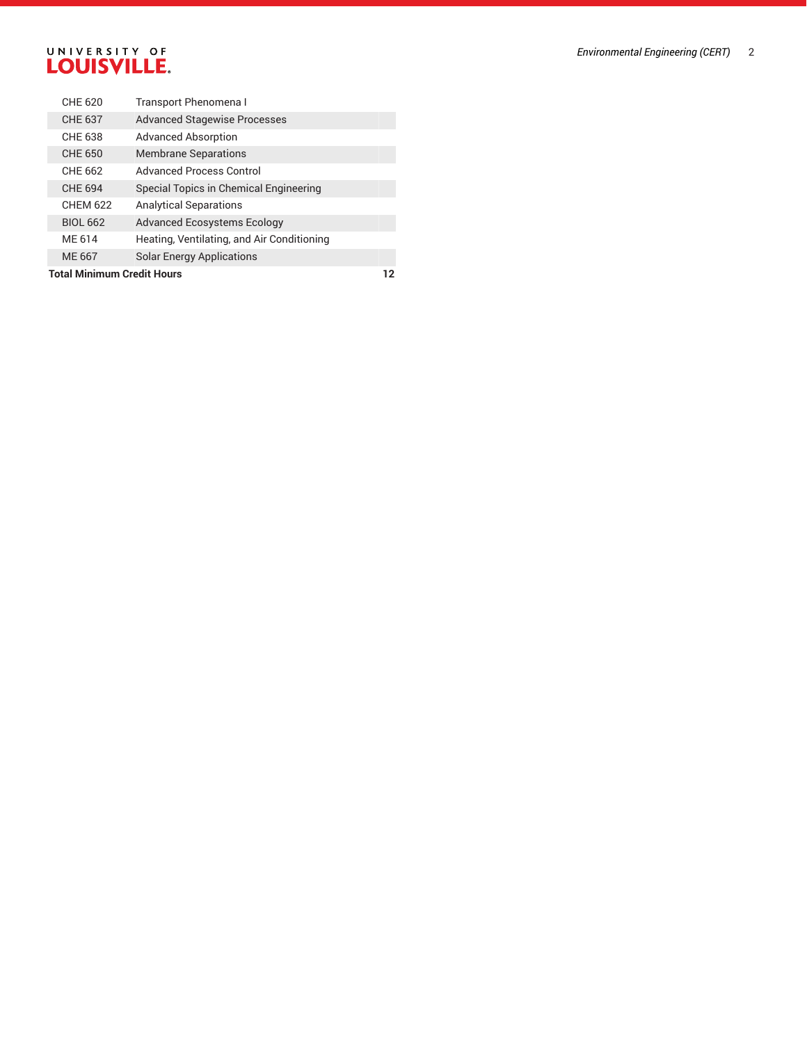| | | |
|---|---|---|
| CHE 620 | Transport Phenomena I | |
| CHE 637 | Advanced Stagewise Processes | |
| CHE 638 | Advanced Absorption | |
| CHE 650 | Membrane Separations | |
| CHE 662 | Advanced Process Control | |
| CHE 694 | Special Topics in Chemical Engineering | |
| CHEM 622 | Analytical Separations | |
| BIOL 662 | Advanced Ecosystems Ecology | |
| ME 614 | Heating, Ventilating, and Air Conditioning | |
| ME 667 | Solar Energy Applications | |
| **Total Minimum Credit Hours** | | **12** |